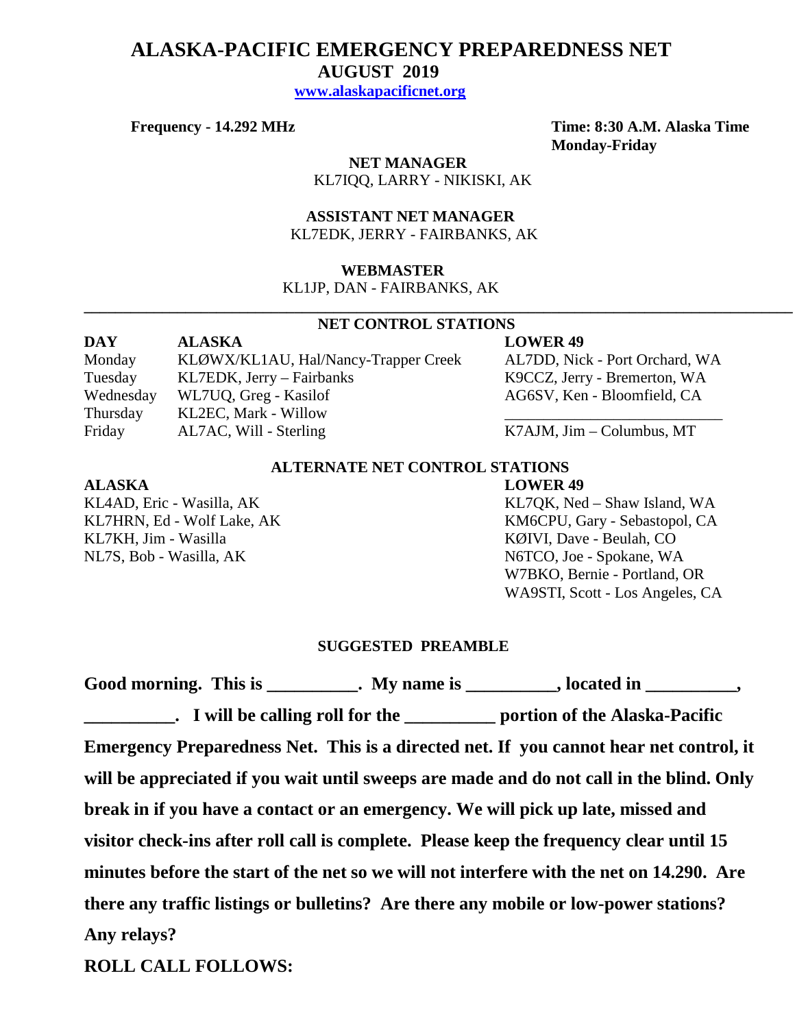# ALASKA-PACIFIC EMERGENCY PREPAREDNESS NET

## AUGUST 2019

**www.alaskapacificnet.org**

**Frequency - 14.292 MHz**

**Time: 8:30 A.M. Alaska Time Monday-Friday**

**NET MANAGER**
KL7IQQ, LARRY - NIKISKI, AK

**ASSISTANT NET MANAGER**
KL7EDK, JERRY - FAIRBANKS, AK

**WEBMASTER**
KL1JP, DAN - FAIRBANKS, AK

---

### NET CONTROL STATIONS

| DAY | ALASKA | LOWER 49 |
|---|---|---|
| Monday | KLØWX/KL1AU, Hal/Nancy-Trapper Creek | AL7DD, Nick - Port Orchard, WA |
| Tuesday | KL7EDK, Jerry – Fairbanks | K9CCZ, Jerry - Bremerton, WA |
| Wednesday | WL7UQ, Greg - Kasilof | AG6SV, Ken - Bloomfield, CA |
| Thursday | KL2EC, Mark - Willow | ___________________________ |
| Friday | AL7AC, Will - Sterling | K7AJM, Jim – Columbus, MT |

### ALTERNATE NET CONTROL STATIONS

| ALASKA | LOWER 49 |
|---|---|
| KL4AD, Eric - Wasilla, AK | KL7QK, Ned – Shaw Island, WA |
| KL7HRN, Ed - Wolf Lake, AK | KM6CPU, Gary - Sebastopol, CA |
| KL7KH, Jim - Wasilla | KØIVI, Dave - Beulah, CO |
| NL7S, Bob - Wasilla, AK | N6TCO, Joe - Spokane, WA |
| | W7BKO, Bernie - Portland, OR |
| | WA9STI, Scott - Los Angeles, CA |

### SUGGESTED PREAMBLE

**Good morning. This is __________. My name is __________, located in __________, __________. I will be calling roll for the __________ portion of the Alaska-Pacific Emergency Preparedness Net. This is a directed net. If you cannot hear net control, it will be appreciated if you wait until sweeps are made and do not call in the blind. Only break in if you have a contact or an emergency. We will pick up late, missed and visitor check-ins after roll call is complete. Please keep the frequency clear until 15 minutes before the start of the net so we will not interfere with the net on 14.290. Are there any traffic listings or bulletins? Are there any mobile or low-power stations? Any relays?**

**ROLL CALL FOLLOWS:**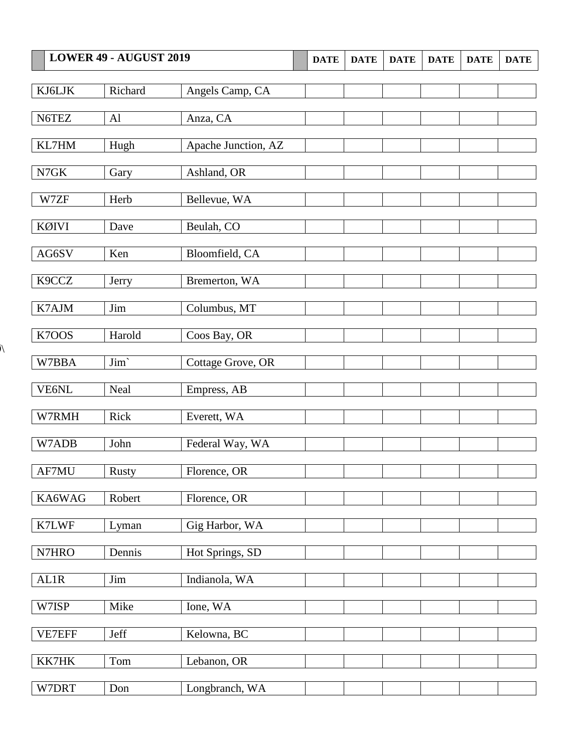| LOWER 49 - AUGUST 2019 | | | DATE | DATE | DATE | DATE | DATE | DATE |
|---|---|---|---|---|---|---|---|---|
| KJ6LJK | Richard | Angels Camp, CA | | | | | | |
| N6TEZ | Al | Anza, CA | | | | | | |
| KL7HM | Hugh | Apache Junction, AZ | | | | | | |
| N7GK | Gary | Ashland, OR | | | | | | |
| W7ZF | Herb | Bellevue, WA | | | | | | |
| KØIVI | Dave | Beulah, CO | | | | | | |
| AG6SV | Ken | Bloomfield, CA | | | | | | |
| K9CCZ | Jerry | Bremerton, WA | | | | | | |
| K7AJM | Jim | Columbus, MT | | | | | | |
| K7OOS | Harold | Coos Bay, OR | | | | | | |
| W7BBA | Jim` | Cottage Grove, OR | | | | | | |
| VE6NL | Neal | Empress, AB | | | | | | |
| W7RMH | Rick | Everett, WA | | | | | | |
| W7ADB | John | Federal Way, WA | | | | | | |
| AF7MU | Rusty | Florence, OR | | | | | | |
| KA6WAG | Robert | Florence, OR | | | | | | |
| K7LWF | Lyman | Gig Harbor, WA | | | | | | |
| N7HRO | Dennis | Hot Springs, SD | | | | | | |
| AL1R | Jim | Indianola, WA | | | | | | |
| W7ISP | Mike | Ione, WA | | | | | | |
| VE7EFF | Jeff | Kelowna, BC | | | | | | |
| KK7HK | Tom | Lebanon, OR | | | | | | |
| W7DRT | Don | Longbranch, WA | | | | | | |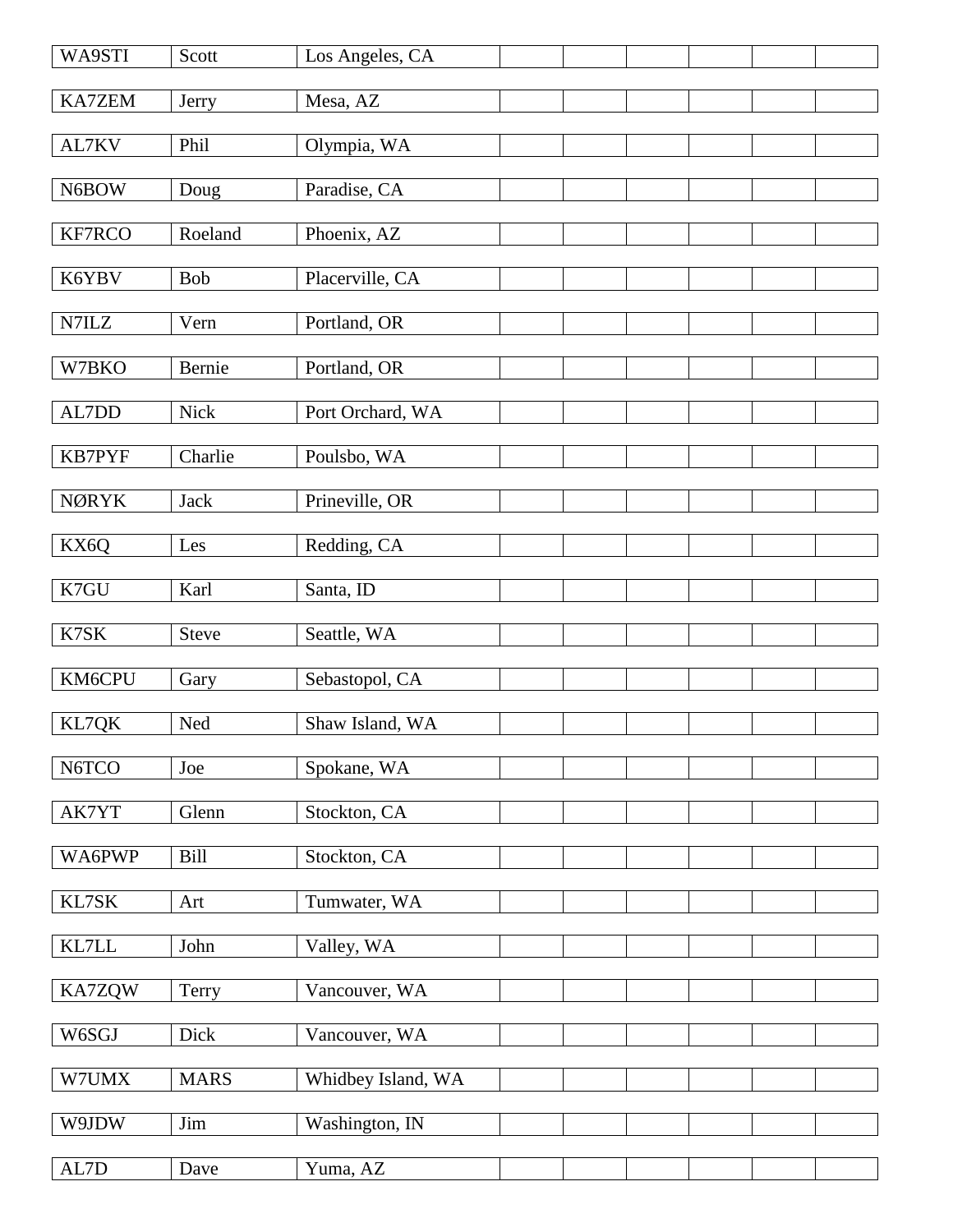| | | | | | | | |
|---|---|---|---|---|---|---|---|
| WA9STI | Scott | Los Angeles, CA | | | | | |
| KA7ZEM | Jerry | Mesa, AZ | | | | | |
| AL7KV | Phil | Olympia, WA | | | | | |
| N6BOW | Doug | Paradise, CA | | | | | |
| KF7RCO | Roeland | Phoenix, AZ | | | | | |
| K6YBV | Bob | Placerville, CA | | | | | |
| N7ILZ | Vern | Portland, OR | | | | | |
| W7BKO | Bernie | Portland, OR | | | | | |
| AL7DD | Nick | Port Orchard, WA | | | | | |
| KB7PYF | Charlie | Poulsbo, WA | | | | | |
| NØRYK | Jack | Prineville, OR | | | | | |
| KX6Q | Les | Redding, CA | | | | | |
| K7GU | Karl | Santa, ID | | | | | |
| K7SK | Steve | Seattle, WA | | | | | |
| KM6CPU | Gary | Sebastopol, CA | | | | | |
| KL7QK | Ned | Shaw Island, WA | | | | | |
| N6TCO | Joe | Spokane, WA | | | | | |
| AK7YT | Glenn | Stockton, CA | | | | | |
| WA6PWP | Bill | Stockton, CA | | | | | |
| KL7SK | Art | Tumwater, WA | | | | | |
| KL7LL | John | Valley, WA | | | | | |
| KA7ZQW | Terry | Vancouver, WA | | | | | |
| W6SGJ | Dick | Vancouver, WA | | | | | |
| W7UMX | MARS | Whidbey Island, WA | | | | | |
| W9JDW | Jim | Washington, IN | | | | | |
| AL7D | Dave | Yuma, AZ | | | | | |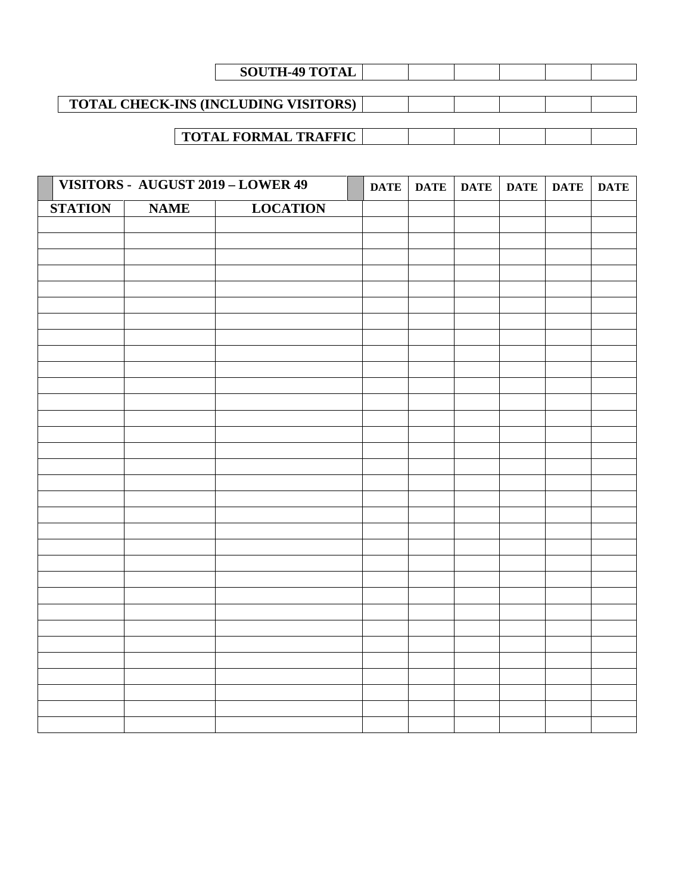| SOUTH-49 TOTAL | | | | | | |
|---|---|---|---|---|---|---|

| TOTAL CHECK-INS (INCLUDING VISITORS) | | | | | | |
|---|---|---|---|---|---|---|

| TOTAL FORMAL TRAFFIC | | | | | | |
|---|---|---|---|---|---|---|

| VISITORS - AUGUST 2019 – LOWER 49 | | | DATE | DATE | DATE | DATE | DATE | DATE |
|---|---|---|---|---|---|---|---|---|
| STATION | NAME | LOCATION | | | | | | |
| | | | | | | | | |
| | | | | | | | | |
| | | | | | | | | |
| | | | | | | | | |
| | | | | | | | | |
| | | | | | | | | |
| | | | | | | | | |
| | | | | | | | | |
| | | | | | | | | |
| | | | | | | | | |
| | | | | | | | | |
| | | | | | | | | |
| | | | | | | | | |
| | | | | | | | | |
| | | | | | | | | |
| | | | | | | | | |
| | | | | | | | | |
| | | | | | | | | |
| | | | | | | | | |
| | | | | | | | | |
| | | | | | | | | |
| | | | | | | | | |
| | | | | | | | | |
| | | | | | | | | |
| | | | | | | | | |
| | | | | | | | | |
| | | | | | | | | |
| | | | | | | | | |
| | | | | | | | | |
| | | | | | | | | |
| | | | | | | | | |
| | | | | | | | | |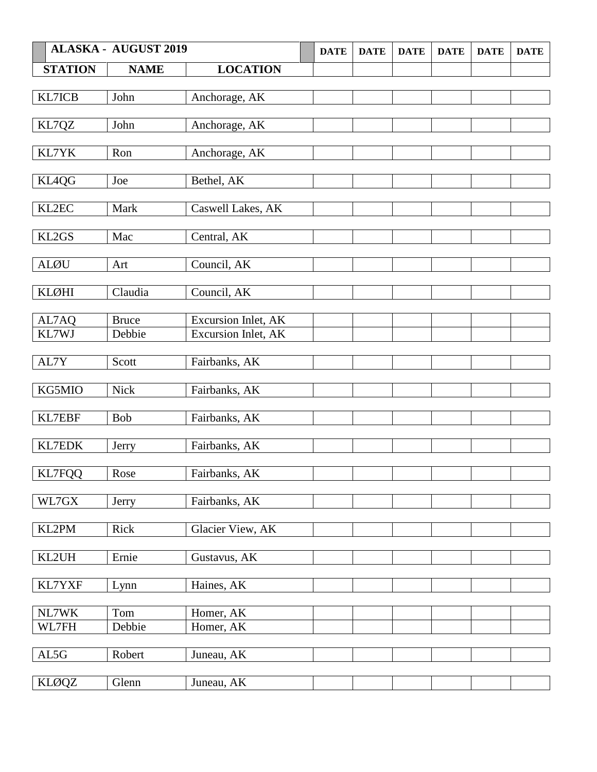| ALASKA - AUGUST 2019 | | | DATE | DATE | DATE | DATE | DATE | DATE |
|---|---|---|---|---|---|---|---|---|
| **STATION** | **NAME** | **LOCATION** | | | | | | |
| KL7ICB | John | Anchorage, AK | | | | | | |
| KL7QZ | John | Anchorage, AK | | | | | | |
| KL7YK | Ron | Anchorage, AK | | | | | | |
| KL4QG | Joe | Bethel, AK | | | | | | |
| KL2EC | Mark | Caswell Lakes, AK | | | | | | |
| KL2GS | Mac | Central, AK | | | | | | |
| ALØU | Art | Council, AK | | | | | | |
| KLØHI | Claudia | Council, AK | | | | | | |
| AL7AQ | Bruce | Excursion Inlet, AK | | | | | | |
| KL7WJ | Debbie | Excursion Inlet, AK | | | | | | |
| AL7Y | Scott | Fairbanks, AK | | | | | | |
| KG5MIO | Nick | Fairbanks, AK | | | | | | |
| KL7EBF | Bob | Fairbanks, AK | | | | | | |
| KL7EDK | Jerry | Fairbanks, AK | | | | | | |
| KL7FQQ | Rose | Fairbanks, AK | | | | | | |
| WL7GX | Jerry | Fairbanks, AK | | | | | | |
| KL2PM | Rick | Glacier View, AK | | | | | | |
| KL2UH | Ernie | Gustavus, AK | | | | | | |
| KL7YXF | Lynn | Haines, AK | | | | | | |
| NL7WK | Tom | Homer, AK | | | | | | |
| WL7FH | Debbie | Homer, AK | | | | | | |
| AL5G | Robert | Juneau, AK | | | | | | |
| KLØQZ | Glenn | Juneau, AK | | | | | | |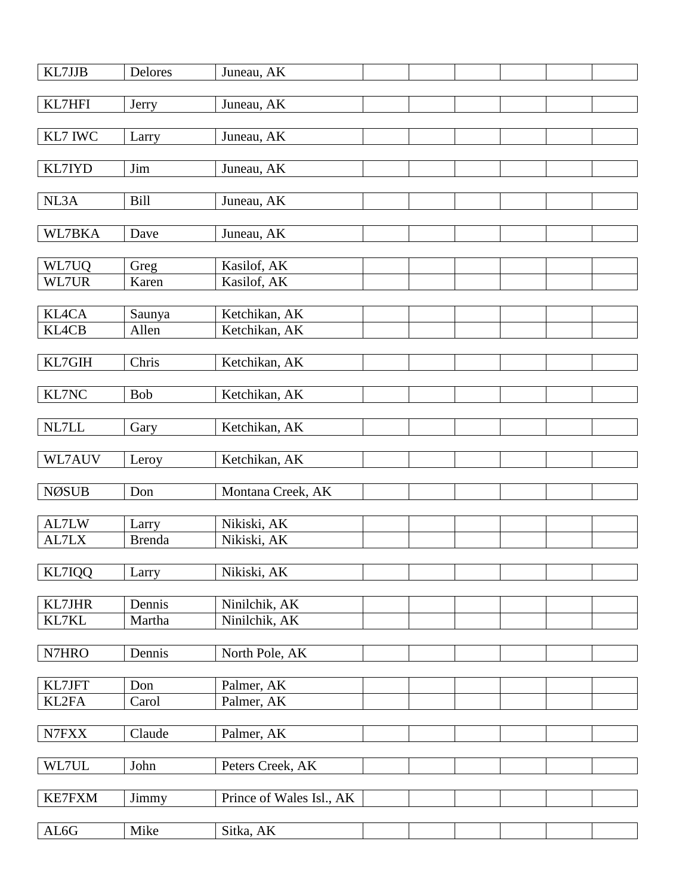| | | | | | | | |
|---|---|---|---|---|---|---|---|
| KL7JJB | Delores | Juneau, AK | | | | | |
| KL7HFI | Jerry | Juneau, AK | | | | | |
| KL7 IWC | Larry | Juneau, AK | | | | | |
| KL7IYD | Jim | Juneau, AK | | | | | |
| NL3A | Bill | Juneau, AK | | | | | |
| WL7BKA | Dave | Juneau, AK | | | | | |
| WL7UQ | Greg | Kasilof, AK | | | | | |
| WL7UR | Karen | Kasilof, AK | | | | | |
| KL4CA | Saunya | Ketchikan, AK | | | | | |
| KL4CB | Allen | Ketchikan, AK | | | | | |
| KL7GIH | Chris | Ketchikan, AK | | | | | |
| KL7NC | Bob | Ketchikan, AK | | | | | |
| NL7LL | Gary | Ketchikan, AK | | | | | |
| WL7AUV | Leroy | Ketchikan, AK | | | | | |
| NØSUB | Don | Montana Creek, AK | | | | | |
| AL7LW | Larry | Nikiski, AK | | | | | |
| AL7LX | Brenda | Nikiski, AK | | | | | |
| KL7IQQ | Larry | Nikiski, AK | | | | | |
| KL7JHR | Dennis | Ninilchik, AK | | | | | |
| KL7KL | Martha | Ninilchik, AK | | | | | |
| N7HRO | Dennis | North Pole, AK | | | | | |
| KL7JFT | Don | Palmer, AK | | | | | |
| KL2FA | Carol | Palmer, AK | | | | | |
| N7FXX | Claude | Palmer, AK | | | | | |
| WL7UL | John | Peters Creek, AK | | | | | |
| KE7FXM | Jimmy | Prince of Wales Isl., AK | | | | | |
| AL6G | Mike | Sitka, AK | | | | | |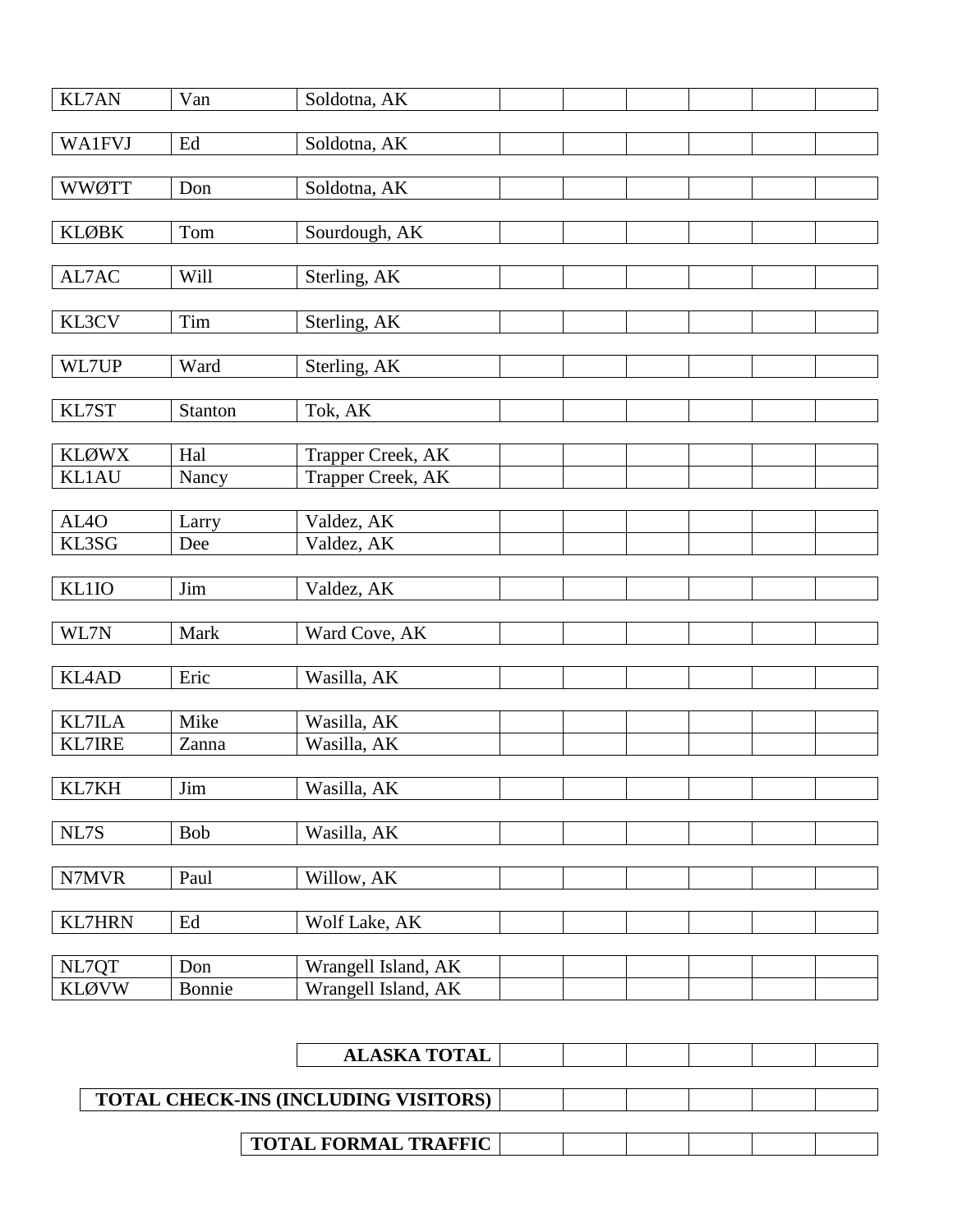| | | | | | | | |
|---|---|---|---|---|---|---|---|
| KL7AN | Van | Soldotna, AK | | | | | |
| WA1FVJ | Ed | Soldotna, AK | | | | | |
| WWØTT | Don | Soldotna, AK | | | | | |
| KLØBK | Tom | Sourdough, AK | | | | | |
| AL7AC | Will | Sterling, AK | | | | | |
| KL3CV | Tim | Sterling, AK | | | | | |
| WL7UP | Ward | Sterling, AK | | | | | |
| KL7ST | Stanton | Tok, AK | | | | | |
| KLØWX | Hal | Trapper Creek, AK | | | | | |
| KL1AU | Nancy | Trapper Creek, AK | | | | | |
| AL4O | Larry | Valdez, AK | | | | | |
| KL3SG | Dee | Valdez, AK | | | | | |
| KL1IO | Jim | Valdez, AK | | | | | |
| WL7N | Mark | Ward Cove, AK | | | | | |
| KL4AD | Eric | Wasilla, AK | | | | | |
| KL7ILA | Mike | Wasilla, AK | | | | | |
| KL7IRE | Zanna | Wasilla, AK | | | | | |
| KL7KH | Jim | Wasilla, AK | | | | | |
| NL7S | Bob | Wasilla, AK | | | | | |
| N7MVR | Paul | Willow, AK | | | | | |
| KL7HRN | Ed | Wolf Lake, AK | | | | | |
| NL7QT | Don | Wrangell Island, AK | | | | | |
| KLØVW | Bonnie | Wrangell Island, AK | | | | | |

| | | | | | |
|---|---|---|---|---|---|
| **ALASKA TOTAL** | | | | | |
| **TOTAL CHECK-INS (INCLUDING VISITORS)** | | | | | |
| **TOTAL FORMAL TRAFFIC** | | | | | |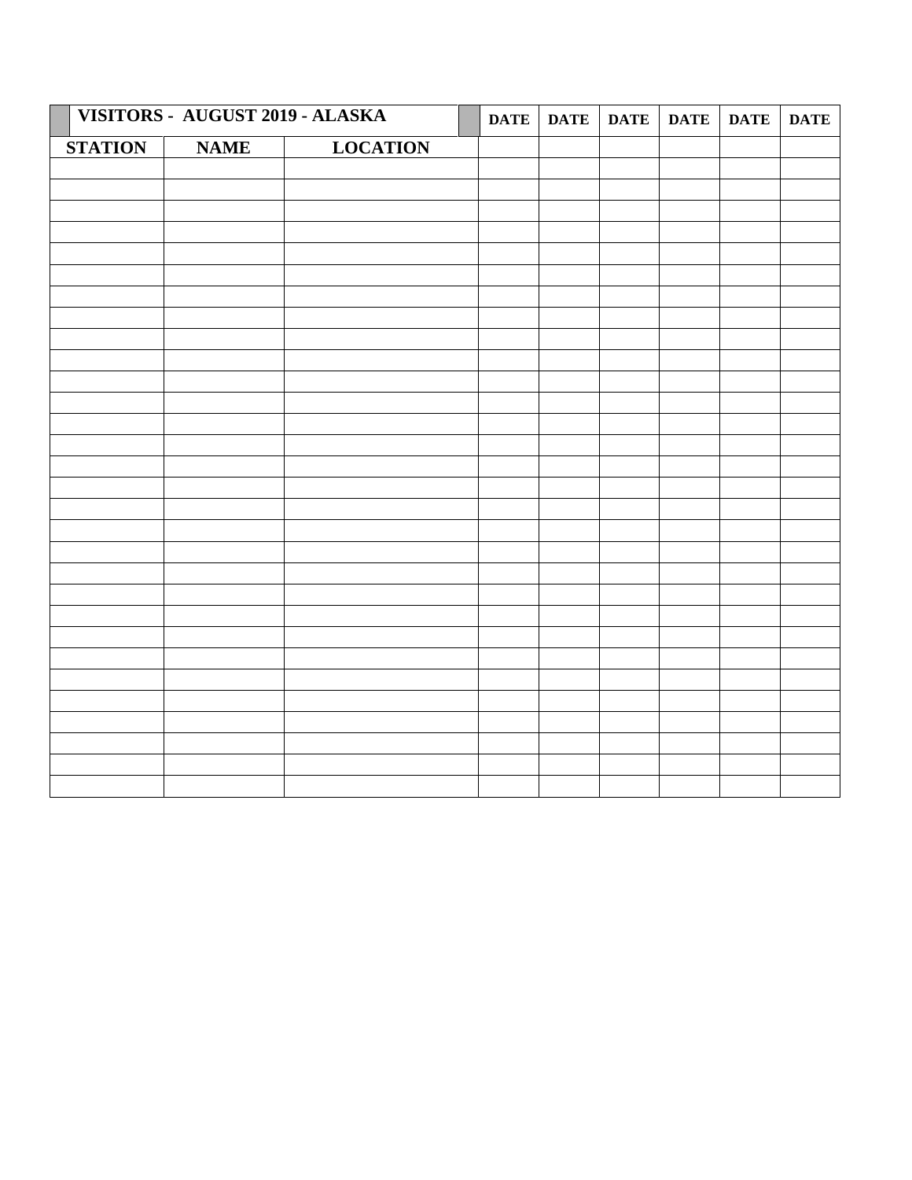| VISITORS - AUGUST 2019 - ALASKA | | | DATE | DATE | DATE | DATE | DATE | DATE |
|---|---|---|---|---|---|---|---|---|
| STATION | NAME | LOCATION | | | | | | |
| | | | | | | | | |
| | | | | | | | | |
| | | | | | | | | |
| | | | | | | | | |
| | | | | | | | | |
| | | | | | | | | |
| | | | | | | | | |
| | | | | | | | | |
| | | | | | | | | |
| | | | | | | | | |
| | | | | | | | | |
| | | | | | | | | |
| | | | | | | | | |
| | | | | | | | | |
| | | | | | | | | |
| | | | | | | | | |
| | | | | | | | | |
| | | | | | | | | |
| | | | | | | | | |
| | | | | | | | | |
| | | | | | | | | |
| | | | | | | | | |
| | | | | | | | | |
| | | | | | | | | |
| | | | | | | | | |
| | | | | | | | | |
| | | | | | | | | |
| | | | | | | | | |
| | | | | | | | | |
| | | | | | | | | |